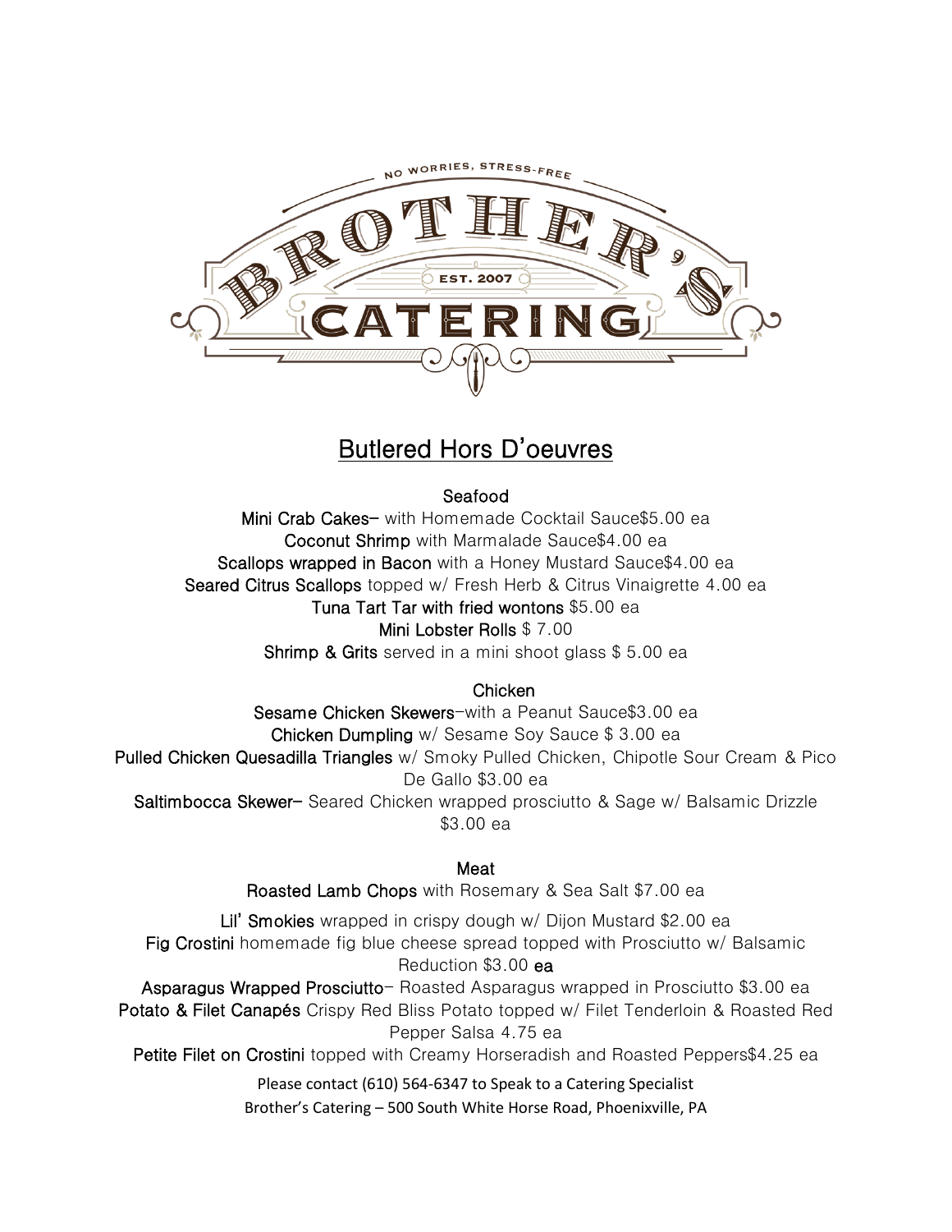# Butlered Hors D'oeuvres

### Seafood

**Mini Crab Cakes–** with Homemade Cocktail Sauce$5.00 ea
**Coconut Shrimp** with Marmalade Sauce$4.00 ea
**Scallops wrapped in Bacon** with a Honey Mustard Sauce$4.00 ea
**Seared Citrus Scallops** topped w/ Fresh Herb & Citrus Vinaigrette 4.00 ea
**Tuna Tart Tar with fried wontons** $5.00 ea
**Mini Lobster Rolls** $ 7.00
**Shrimp & Grits** served in a mini shoot glass $ 5.00 ea

### Chicken

**Sesame Chicken Skewers**–with a Peanut Sauce$3.00 ea
**Chicken Dumpling** w/ Sesame Soy Sauce $ 3.00 ea
**Pulled Chicken Quesadilla Triangles** w/ Smoky Pulled Chicken, Chipotle Sour Cream & Pico De Gallo $3.00 ea
**Saltimbocca Skewer–** Seared Chicken wrapped prosciutto & Sage w/ Balsamic Drizzle $3.00 ea

### Meat

**Roasted Lamb Chops** with Rosemary & Sea Salt $7.00 ea
**Lil' Smokies** wrapped in crispy dough w/ Dijon Mustard $2.00 ea
**Fig Crostini** homemade fig blue cheese spread topped with Prosciutto w/ Balsamic Reduction $3.00 **ea**
**Asparagus Wrapped Prosciutto**– Roasted Asparagus wrapped in Prosciutto $3.00 ea
**Potato & Filet Canapés** Crispy Red Bliss Potato topped w/ Filet Tenderloin & Roasted Red Pepper Salsa 4.75 ea
**Petite Filet on Crostini** topped with Creamy Horseradish and Roasted Peppers$4.25 ea

Please contact (610) 564-6347 to Speak to a Catering Specialist
Brother's Catering – 500 South White Horse Road, Phoenixville, PA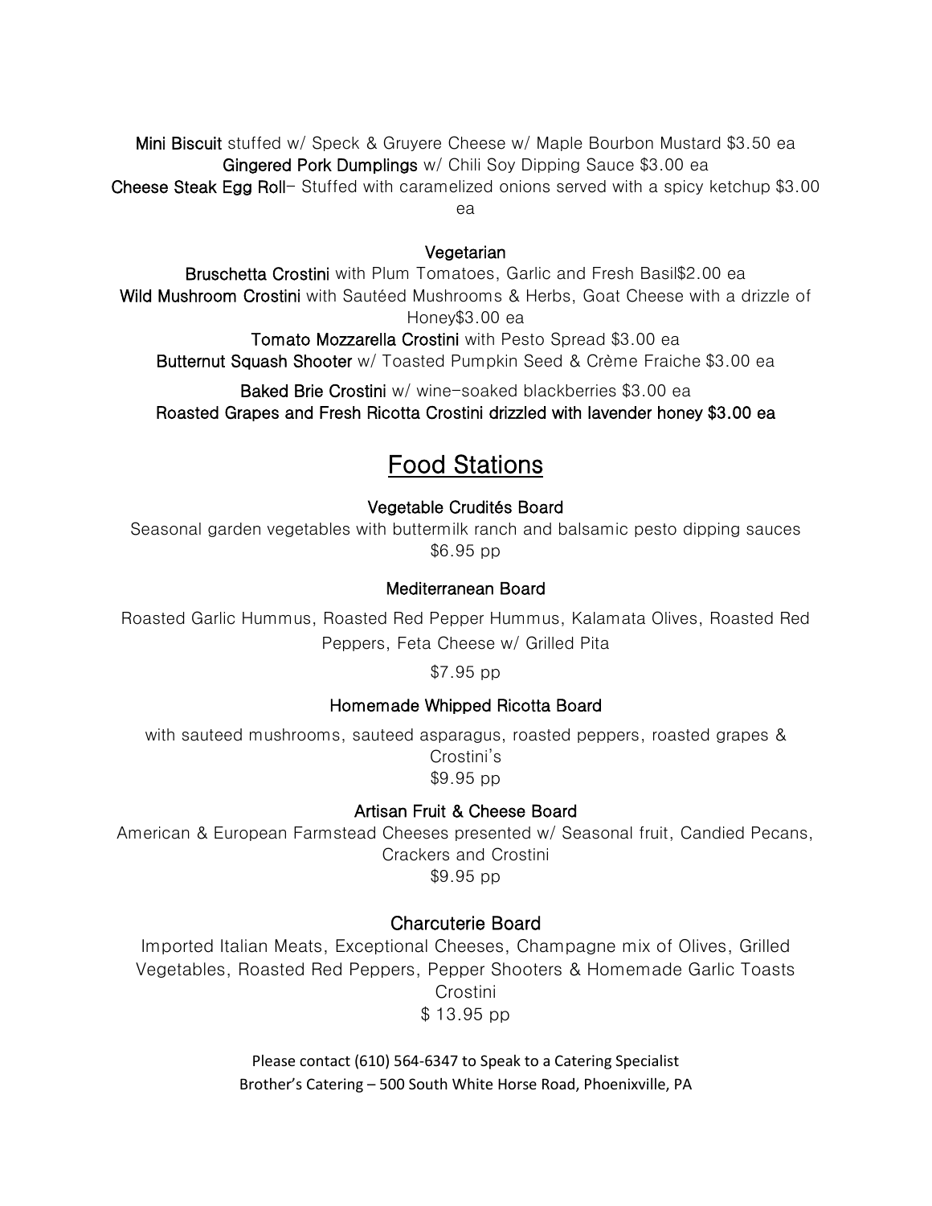**Mini Biscuit** stuffed w/ Speck & Gruyere Cheese w/ Maple Bourbon Mustard $3.50 ea
**Gingered Pork Dumplings** w/ Chili Soy Dipping Sauce $3.00 ea
**Cheese Steak Egg Roll**- Stuffed with caramelized onions served with a spicy ketchup $3.00 ea

### Vegetarian

**Bruschetta Crostini** with Plum Tomatoes, Garlic and Fresh Basil$2.00 ea
**Wild Mushroom Crostini** with Sautéed Mushrooms & Herbs, Goat Cheese with a drizzle of Honey$3.00 ea
**Tomato Mozzarella Crostini** with Pesto Spread $3.00 ea
**Butternut Squash Shooter** w/ Toasted Pumpkin Seed & Crème Fraiche $3.00 ea

**Baked Brie Crostini** w/ wine-soaked blackberries $3.00 ea
**Roasted Grapes and Fresh Ricotta Crostini drizzled with lavender honey $3.00 ea**

## Food Stations

### Vegetable Crudités Board

Seasonal garden vegetables with buttermilk ranch and balsamic pesto dipping sauces
$6.95 pp

### Mediterranean Board

Roasted Garlic Hummus, Roasted Red Pepper Hummus, Kalamata Olives, Roasted Red Peppers, Feta Cheese w/ Grilled Pita

$7.95 pp

### Homemade Whipped Ricotta Board

with sauteed mushrooms, sauteed asparagus, roasted peppers, roasted grapes & Crostini's
$9.95 pp

### Artisan Fruit & Cheese Board

American & European Farmstead Cheeses presented w/ Seasonal fruit, Candied Pecans, Crackers and Crostini
$9.95 pp

### Charcuterie Board

Imported Italian Meats, Exceptional Cheeses, Champagne mix of Olives, Grilled Vegetables, Roasted Red Peppers, Pepper Shooters & Homemade Garlic Toasts Crostini
$ 13.95 pp

Please contact (610) 564-6347 to Speak to a Catering Specialist
Brother's Catering – 500 South White Horse Road, Phoenixville, PA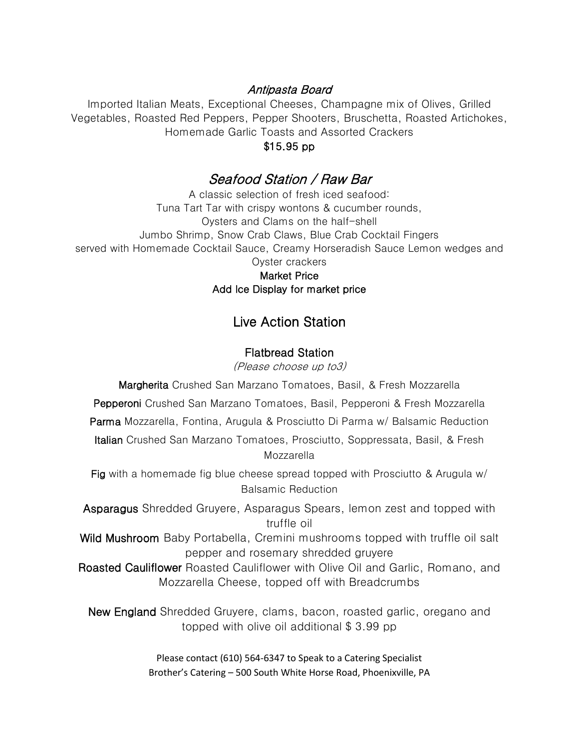### *Antipasta Board*

Imported Italian Meats, Exceptional Cheeses, Champagne mix of Olives, Grilled Vegetables, Roasted Red Peppers, Pepper Shooters, Bruschetta, Roasted Artichokes, Homemade Garlic Toasts and Assorted Crackers

**$15.95 pp**

## *Seafood Station / Raw Bar*

A classic selection of fresh iced seafood:
Tuna Tart Tar with crispy wontons & cucumber rounds,
Oysters and Clams on the half-shell
Jumbo Shrimp, Snow Crab Claws, Blue Crab Cocktail Fingers
served with Homemade Cocktail Sauce, Creamy Horseradish Sauce Lemon wedges and Oyster crackers

**Market Price**
**Add Ice Display for market price**

## Live Action Station

### Flatbread Station

*(Please choose up to3)*

**Margherita** Crushed San Marzano Tomatoes, Basil, & Fresh Mozzarella

**Pepperoni** Crushed San Marzano Tomatoes, Basil, Pepperoni & Fresh Mozzarella

**Parma** Mozzarella, Fontina, Arugula & Prosciutto Di Parma w/ Balsamic Reduction

**Italian** Crushed San Marzano Tomatoes, Prosciutto, Soppressata, Basil, & Fresh Mozzarella

**Fig** with a homemade fig blue cheese spread topped with Prosciutto & Arugula w/ Balsamic Reduction

**Asparagus** Shredded Gruyere, Asparagus Spears, lemon zest and topped with truffle oil

**Wild Mushroom** Baby Portabella, Cremini mushrooms topped with truffle oil salt pepper and rosemary shredded gruyere

**Roasted Cauliflower** Roasted Cauliflower with Olive Oil and Garlic, Romano, and Mozzarella Cheese, topped off with Breadcrumbs

**New England** Shredded Gruyere, clams, bacon, roasted garlic, oregano and topped with olive oil additional $ 3.99 pp

Please contact (610) 564-6347 to Speak to a Catering Specialist
Brother's Catering – 500 South White Horse Road, Phoenixville, PA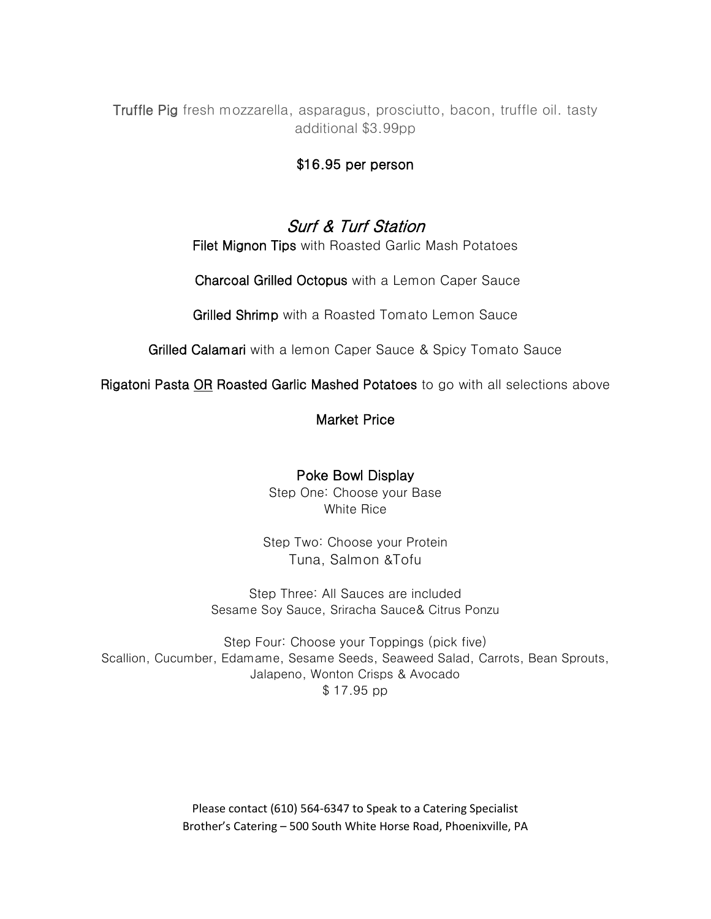**Truffle Pig** fresh mozzarella, asparagus, prosciutto, bacon, truffle oil. tasty additional $3.99pp

$16.95 per person

## *Surf & Turf Station*

**Filet Mignon Tips** with Roasted Garlic Mash Potatoes

**Charcoal Grilled Octopus** with a Lemon Caper Sauce

**Grilled Shrimp** with a Roasted Tomato Lemon Sauce

**Grilled Calamari** with a lemon Caper Sauce & Spicy Tomato Sauce

**Rigatoni Pasta** <u>OR</u> **Roasted Garlic Mashed Potatoes** to go with all selections above

Market Price

### Poke Bowl Display

Step One: Choose your Base
White Rice

Step Two: Choose your Protein
Tuna, Salmon &Tofu

Step Three: All Sauces are included
Sesame Soy Sauce, Sriracha Sauce& Citrus Ponzu

Step Four: Choose your Toppings (pick five)
Scallion, Cucumber, Edamame, Sesame Seeds, Seaweed Salad, Carrots, Bean Sprouts, Jalapeno, Wonton Crisps & Avocado
$ 17.95 pp

Please contact (610) 564-6347 to Speak to a Catering Specialist
Brother's Catering – 500 South White Horse Road, Phoenixville, PA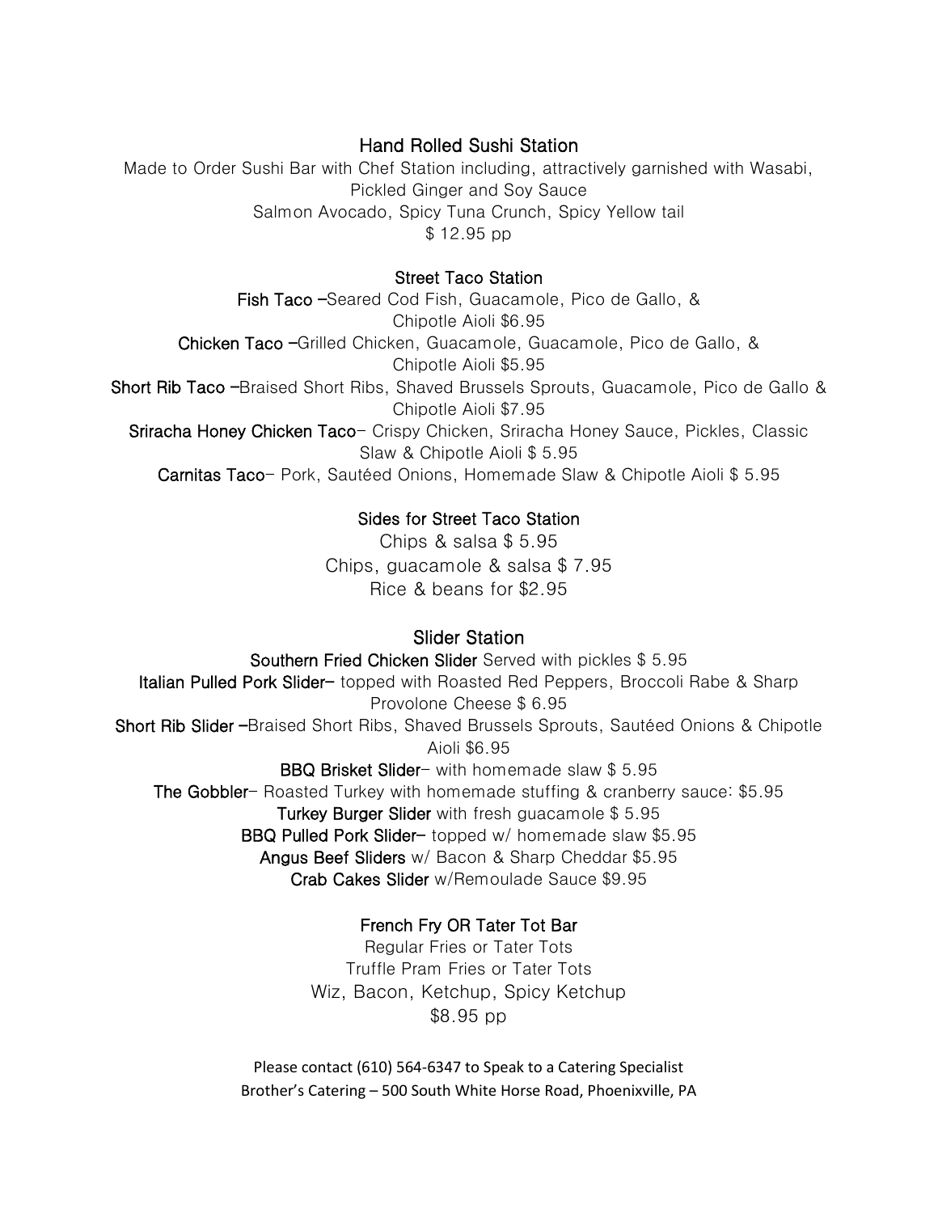## Hand Rolled Sushi Station

Made to Order Sushi Bar with Chef Station including, attractively garnished with Wasabi, Pickled Ginger and Soy Sauce

Salmon Avocado, Spicy Tuna Crunch, Spicy Yellow tail

$ 12.95 pp

## Street Taco Station

**Fish Taco** –Seared Cod Fish, Guacamole, Pico de Gallo, & Chipotle Aioli $6.95

**Chicken Taco** –Grilled Chicken, Guacamole, Guacamole, Pico de Gallo, & Chipotle Aioli $5.95

**Short Rib Taco** –Braised Short Ribs, Shaved Brussels Sprouts, Guacamole, Pico de Gallo & Chipotle Aioli $7.95

**Sriracha Honey Chicken Taco**- Crispy Chicken, Sriracha Honey Sauce, Pickles, Classic Slaw & Chipotle Aioli $ 5.95

**Carnitas Taco**- Pork, Sautéed Onions, Homemade Slaw & Chipotle Aioli $ 5.95

### Sides for Street Taco Station

Chips & salsa $ 5.95

Chips, guacamole & salsa $ 7.95

Rice & beans for $2.95

## Slider Station

**Southern Fried Chicken Slider** Served with pickles $ 5.95

**Italian Pulled Pork Slider**– topped with Roasted Red Peppers, Broccoli Rabe & Sharp Provolone Cheese $ 6.95

**Short Rib Slider** –Braised Short Ribs, Shaved Brussels Sprouts, Sautéed Onions & Chipotle Aioli $6.95

**BBQ Brisket Slider**- with homemade slaw $ 5.95

**The Gobbler**- Roasted Turkey with homemade stuffing & cranberry sauce: $5.95

**Turkey Burger Slider** with fresh guacamole $ 5.95

**BBQ Pulled Pork Slider**– topped w/ homemade slaw $5.95

**Angus Beef Sliders** w/ Bacon & Sharp Cheddar $5.95

**Crab Cakes Slider** w/Remoulade Sauce $9.95

## French Fry OR Tater Tot Bar

Regular Fries or Tater Tots

Truffle Pram Fries or Tater Tots

Wiz, Bacon, Ketchup, Spicy Ketchup

$8.95 pp

Please contact (610) 564-6347 to Speak to a Catering Specialist

Brother's Catering – 500 South White Horse Road, Phoenixville, PA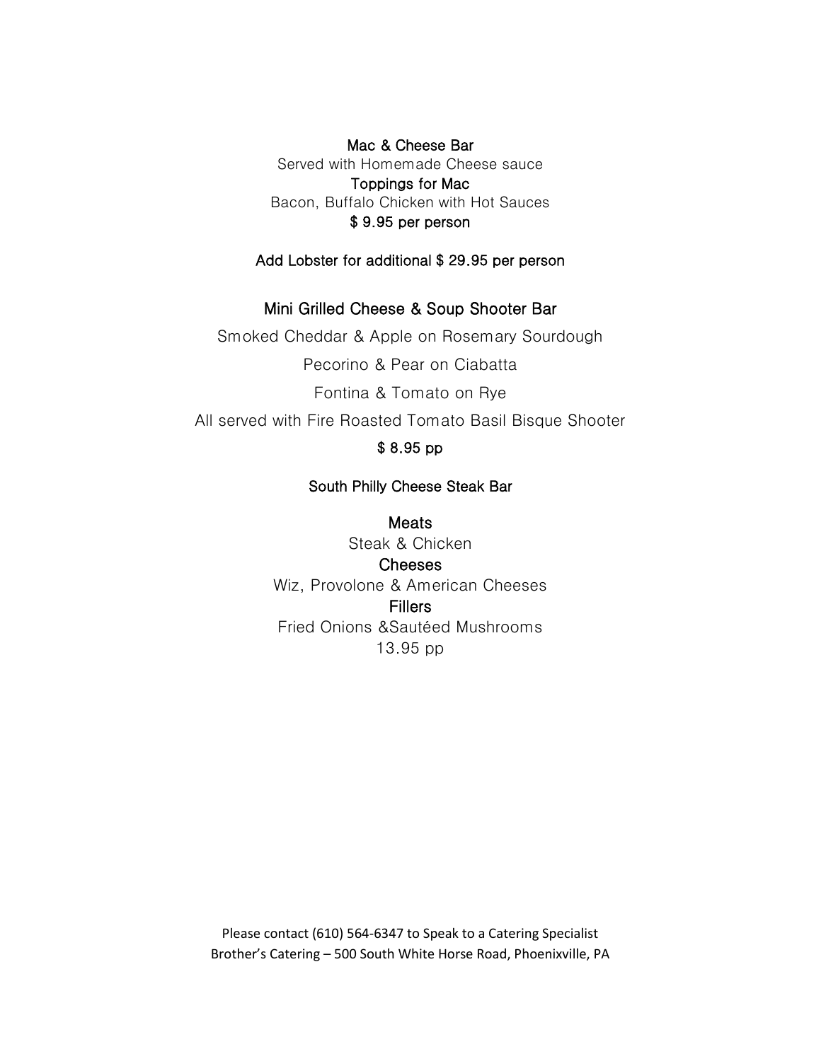## Mac & Cheese Bar

Served with Homemade Cheese sauce

**Toppings for Mac**

Bacon, Buffalo Chicken with Hot Sauces

**$ 9.95 per person**

**Add Lobster for additional $ 29.95 per person**

## Mini Grilled Cheese & Soup Shooter Bar

Smoked Cheddar & Apple on Rosemary Sourdough

Pecorino & Pear on Ciabatta

Fontina & Tomato on Rye

All served with Fire Roasted Tomato Basil Bisque Shooter

**$ 8.95 pp**

## South Philly Cheese Steak Bar

**Meats**

Steak & Chicken

**Cheeses**

Wiz, Provolone & American Cheeses

**Fillers**

Fried Onions &Sautéed Mushrooms

13.95 pp

Please contact (610) 564-6347 to Speak to a Catering Specialist
Brother's Catering – 500 South White Horse Road, Phoenixville, PA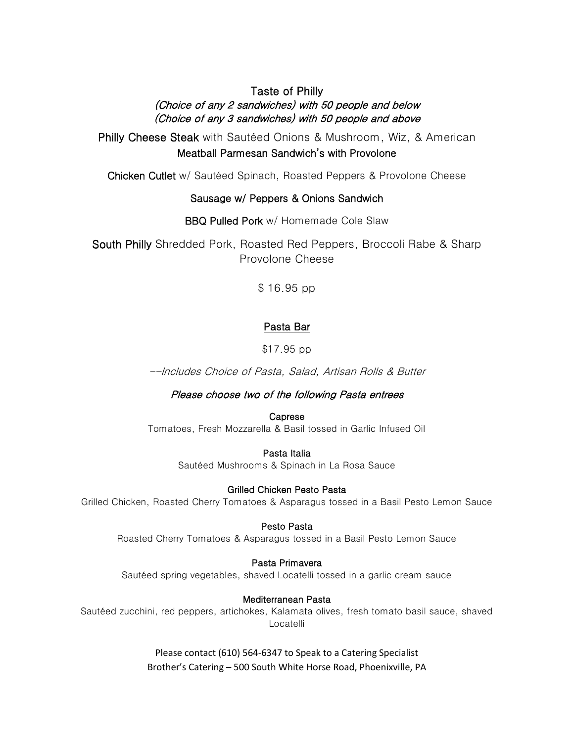## Taste of Philly

*(Choice of any 2 sandwiches) with 50 people and below*
*(Choice of any 3 sandwiches) with 50 people and above*

**Philly Cheese Steak** with Sautéed Onions & Mushroom, Wiz, & American

**Meatball Parmesan Sandwich's with Provolone**

**Chicken Cutlet** w/ Sautéed Spinach, Roasted Peppers & Provolone Cheese

**Sausage w/ Peppers & Onions Sandwich**

**BBQ Pulled Pork** w/ Homemade Cole Slaw

**South Philly** Shredded Pork, Roasted Red Peppers, Broccoli Rabe & Sharp Provolone Cheese

$ 16.95 pp

## Pasta Bar

$17.95 pp

*--Includes Choice of Pasta, Salad, Artisan Rolls & Butter*

***Please choose two of the following Pasta entrees***

**Caprese**
Tomatoes, Fresh Mozzarella & Basil tossed in Garlic Infused Oil

**Pasta Italia**
Sautéed Mushrooms & Spinach in La Rosa Sauce

**Grilled Chicken Pesto Pasta**
Grilled Chicken, Roasted Cherry Tomatoes & Asparagus tossed in a Basil Pesto Lemon Sauce

**Pesto Pasta**
Roasted Cherry Tomatoes & Asparagus tossed in a Basil Pesto Lemon Sauce

**Pasta Primavera**
Sautéed spring vegetables, shaved Locatelli tossed in a garlic cream sauce

**Mediterranean Pasta**
Sautéed zucchini, red peppers, artichokes, Kalamata olives, fresh tomato basil sauce, shaved Locatelli

Please contact (610) 564-6347 to Speak to a Catering Specialist
Brother's Catering – 500 South White Horse Road, Phoenixville, PA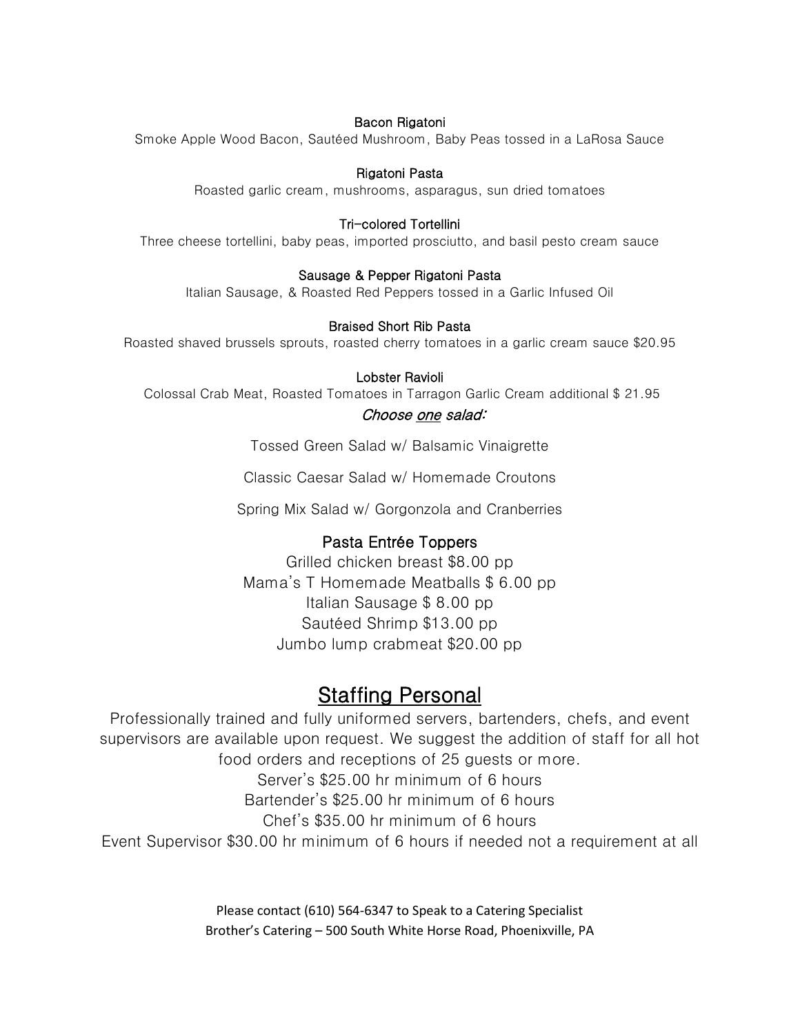**Bacon Rigatoni**
Smoke Apple Wood Bacon, Sautéed Mushroom, Baby Peas tossed in a LaRosa Sauce

**Rigatoni Pasta**
Roasted garlic cream, mushrooms, asparagus, sun dried tomatoes

**Tri-colored Tortellini**
Three cheese tortellini, baby peas, imported prosciutto, and basil pesto cream sauce

**Sausage & Pepper Rigatoni Pasta**
Italian Sausage, & Roasted Red Peppers tossed in a Garlic Infused Oil

**Braised Short Rib Pasta**
Roasted shaved brussels sprouts, roasted cherry tomatoes in a garlic cream sauce $20.95

**Lobster Ravioli**
Colossal Crab Meat, Roasted Tomatoes in Tarragon Garlic Cream additional $ 21.95

*Choose one salad:*

Tossed Green Salad w/ Balsamic Vinaigrette

Classic Caesar Salad w/ Homemade Croutons

Spring Mix Salad w/ Gorgonzola and Cranberries

### Pasta Entrée Toppers

Grilled chicken breast $8.00 pp
Mama's T Homemade Meatballs $ 6.00 pp
Italian Sausage $ 8.00 pp
Sautéed Shrimp $13.00 pp
Jumbo lump crabmeat $20.00 pp

## Staffing Personal

Professionally trained and fully uniformed servers, bartenders, chefs, and event supervisors are available upon request. We suggest the addition of staff for all hot food orders and receptions of 25 guests or more.

Server's $25.00 hr minimum of 6 hours
Bartender's $25.00 hr minimum of 6 hours
Chef's $35.00 hr minimum of 6 hours
Event Supervisor $30.00 hr minimum of 6 hours if needed not a requirement at all

Please contact (610) 564-6347 to Speak to a Catering Specialist
Brother's Catering – 500 South White Horse Road, Phoenixville, PA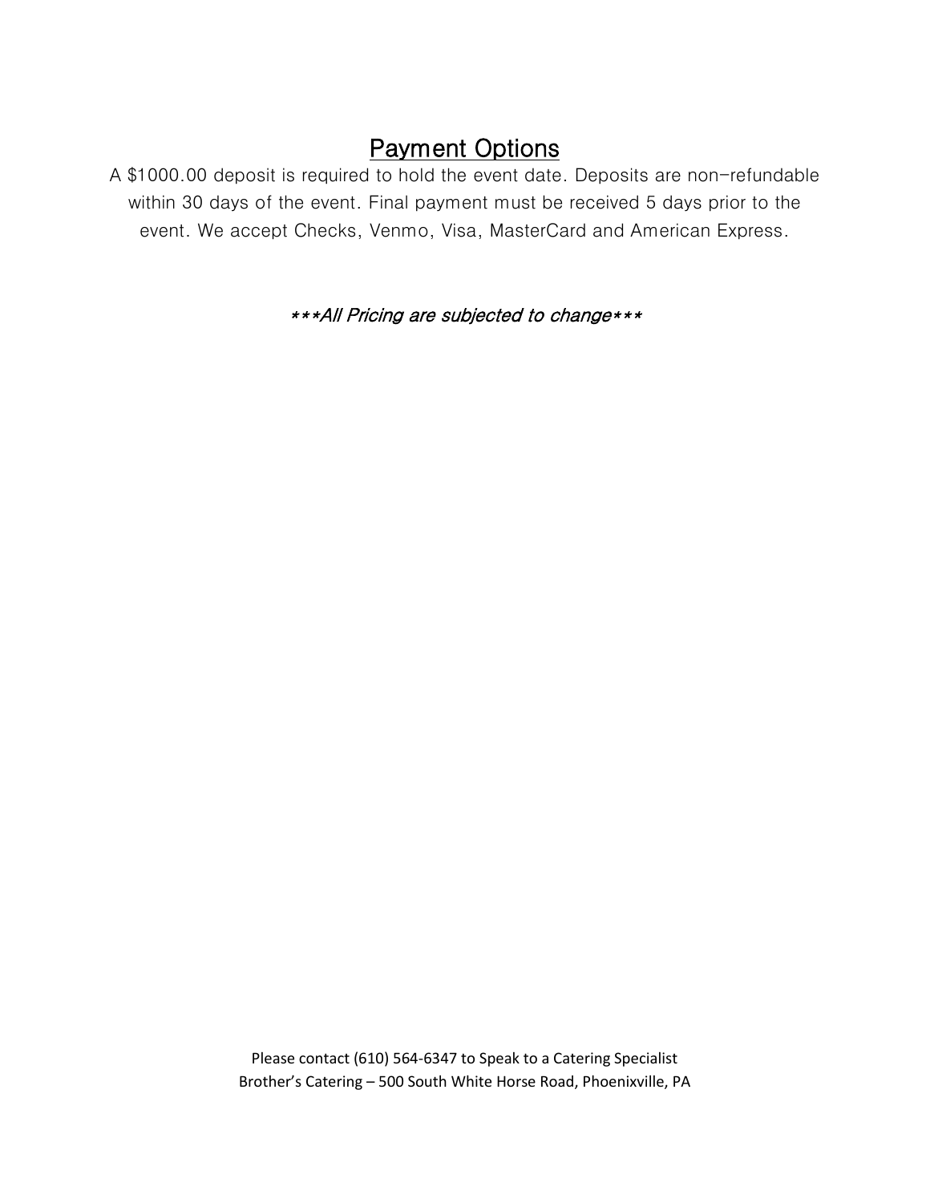## Payment Options

A $1000.00 deposit is required to hold the event date. Deposits are non-refundable within 30 days of the event. Final payment must be received 5 days prior to the event. We accept Checks, Venmo, Visa, MasterCard and American Express.

****\*All Pricing are subjected to change\****

Please contact (610) 564-6347 to Speak to a Catering Specialist
Brother's Catering – 500 South White Horse Road, Phoenixville, PA